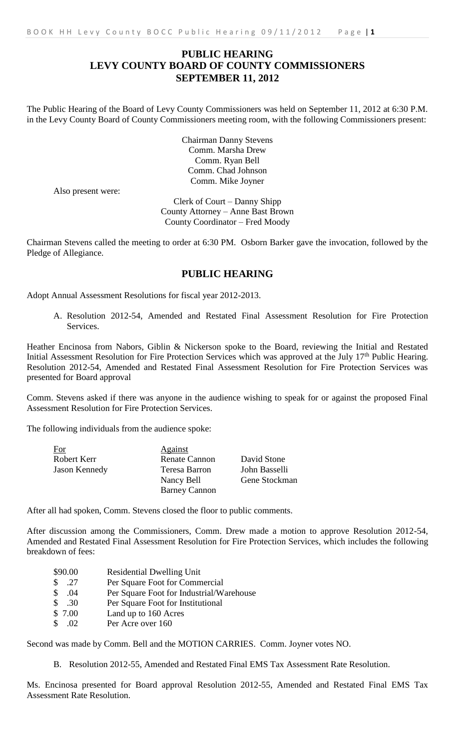# PUBLIC HEARING
# LEVY COUNTY BOARD OF COUNTY COMMISSIONERS
# SEPTEMBER 11, 2012

The Public Hearing of the Board of Levy County Commissioners was held on September 11, 2012 at 6:30 P.M. in the Levy County Board of County Commissioners meeting room, with the following Commissioners present:

Chairman Danny Stevens
Comm. Marsha Drew
Comm. Ryan Bell
Comm. Chad Johnson
Comm. Mike Joyner

Also present were:

Clerk of Court – Danny Shipp
County Attorney – Anne Bast Brown
County Coordinator – Fred Moody

Chairman Stevens called the meeting to order at 6:30 PM. Osborn Barker gave the invocation, followed by the Pledge of Allegiance.

## PUBLIC HEARING

Adopt Annual Assessment Resolutions for fiscal year 2012-2013.

A. Resolution 2012-54, Amended and Restated Final Assessment Resolution for Fire Protection Services.

Heather Encinosa from Nabors, Giblin & Nickerson spoke to the Board, reviewing the Initial and Restated Initial Assessment Resolution for Fire Protection Services which was approved at the July 17th Public Hearing. Resolution 2012-54, Amended and Restated Final Assessment Resolution for Fire Protection Services was presented for Board approval

Comm. Stevens asked if there was anyone in the audience wishing to speak for or against the proposed Final Assessment Resolution for Fire Protection Services.

The following individuals from the audience spoke:

| For | Against | |
|---|---|---|
| Robert Kerr | Renate Cannon | David Stone |
| Jason Kennedy | Teresa Barron | John Basselli |
| | Nancy Bell | Gene Stockman |
| | Barney Cannon | |

After all had spoken, Comm. Stevens closed the floor to public comments.

After discussion among the Commissioners, Comm. Drew made a motion to approve Resolution 2012-54, Amended and Restated Final Assessment Resolution for Fire Protection Services, which includes the following breakdown of fees:

| | |
|---|---|
| \$90.00 | Residential Dwelling Unit |
| \$ .27 | Per Square Foot for Commercial |
| \$ .04 | Per Square Foot for Industrial/Warehouse |
| \$ .30 | Per Square Foot for Institutional |
| \$ 7.00 | Land up to 160 Acres |
| \$ .02 | Per Acre over 160 |

Second was made by Comm. Bell and the MOTION CARRIES. Comm. Joyner votes NO.

B. Resolution 2012-55, Amended and Restated Final EMS Tax Assessment Rate Resolution.

Ms. Encinosa presented for Board approval Resolution 2012-55, Amended and Restated Final EMS Tax Assessment Rate Resolution.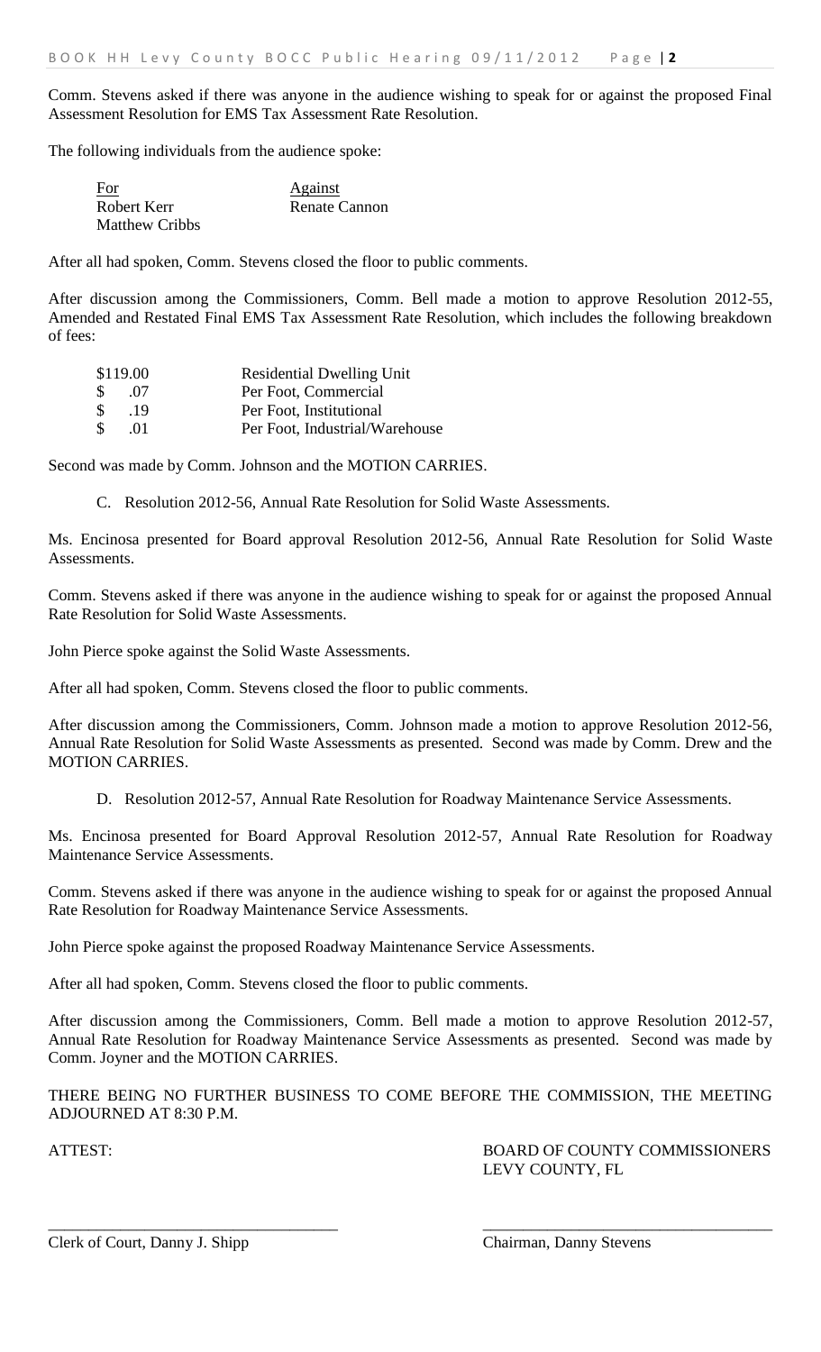Comm. Stevens asked if there was anyone in the audience wishing to speak for or against the proposed Final Assessment Resolution for EMS Tax Assessment Rate Resolution.

The following individuals from the audience spoke:

| For | Against |
|---|---|
| Robert Kerr | Renate Cannon |
| Matthew Cribbs | |

After all had spoken, Comm. Stevens closed the floor to public comments.

After discussion among the Commissioners, Comm. Bell made a motion to approve Resolution 2012-55, Amended and Restated Final EMS Tax Assessment Rate Resolution, which includes the following breakdown of fees:

| | |
|---|---|
| $119.00 | Residential Dwelling Unit |
| $ .07 | Per Foot, Commercial |
| $ .19 | Per Foot, Institutional |
| $ .01 | Per Foot, Industrial/Warehouse |

Second was made by Comm. Johnson and the MOTION CARRIES.

C. Resolution 2012-56, Annual Rate Resolution for Solid Waste Assessments.

Ms. Encinosa presented for Board approval Resolution 2012-56, Annual Rate Resolution for Solid Waste Assessments.

Comm. Stevens asked if there was anyone in the audience wishing to speak for or against the proposed Annual Rate Resolution for Solid Waste Assessments.

John Pierce spoke against the Solid Waste Assessments.

After all had spoken, Comm. Stevens closed the floor to public comments.

After discussion among the Commissioners, Comm. Johnson made a motion to approve Resolution 2012-56, Annual Rate Resolution for Solid Waste Assessments as presented. Second was made by Comm. Drew and the MOTION CARRIES.

D. Resolution 2012-57, Annual Rate Resolution for Roadway Maintenance Service Assessments.

Ms. Encinosa presented for Board Approval Resolution 2012-57, Annual Rate Resolution for Roadway Maintenance Service Assessments.

Comm. Stevens asked if there was anyone in the audience wishing to speak for or against the proposed Annual Rate Resolution for Roadway Maintenance Service Assessments.

John Pierce spoke against the proposed Roadway Maintenance Service Assessments.

After all had spoken, Comm. Stevens closed the floor to public comments.

After discussion among the Commissioners, Comm. Bell made a motion to approve Resolution 2012-57, Annual Rate Resolution for Roadway Maintenance Service Assessments as presented. Second was made by Comm. Joyner and the MOTION CARRIES.

THERE BEING NO FURTHER BUSINESS TO COME BEFORE THE COMMISSION, THE MEETING ADJOURNED AT 8:30 P.M.

ATTEST:

BOARD OF COUNTY COMMISSIONERS
LEVY COUNTY, FL

\_\_\_\_\_\_\_\_\_\_\_\_\_\_\_\_\_\_\_\_\_\_\_\_\_\_\_\_\_\_\_\_\_\_\_\_
Clerk of Court, Danny J. Shipp

\_\_\_\_\_\_\_\_\_\_\_\_\_\_\_\_\_\_\_\_\_\_\_\_\_\_\_\_\_\_\_\_\_\_\_\_
Chairman, Danny Stevens